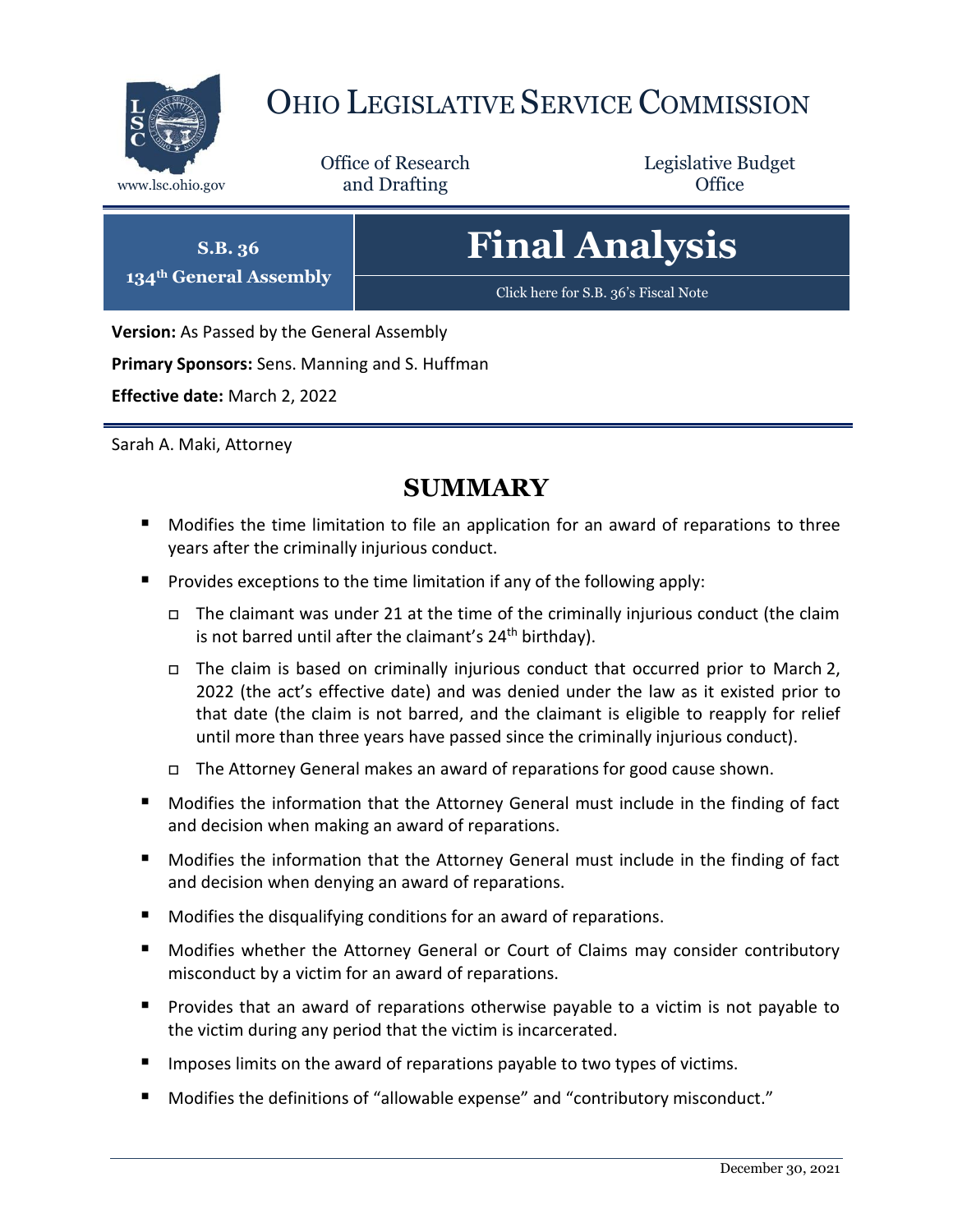# OHIO LEGISLATIVE SERVICE COMMISSION

www.lsc.ohio.gov

Office of Research and Drafting

Legislative Budget Office

**S.B. 36**
**134th General Assembly**

# Final Analysis

Click here for S.B. 36's Fiscal Note

**Version:** As Passed by the General Assembly

**Primary Sponsors:** Sens. Manning and S. Huffman

**Effective date:** March 2, 2022

Sarah A. Maki, Attorney

## SUMMARY

- Modifies the time limitation to file an application for an award of reparations to three years after the criminally injurious conduct.
- Provides exceptions to the time limitation if any of the following apply:
  - The claimant was under 21 at the time of the criminally injurious conduct (the claim is not barred until after the claimant's 24th birthday).
  - The claim is based on criminally injurious conduct that occurred prior to March 2, 2022 (the act's effective date) and was denied under the law as it existed prior to that date (the claim is not barred, and the claimant is eligible to reapply for relief until more than three years have passed since the criminally injurious conduct).
  - The Attorney General makes an award of reparations for good cause shown.
- Modifies the information that the Attorney General must include in the finding of fact and decision when making an award of reparations.
- Modifies the information that the Attorney General must include in the finding of fact and decision when denying an award of reparations.
- Modifies the disqualifying conditions for an award of reparations.
- Modifies whether the Attorney General or Court of Claims may consider contributory misconduct by a victim for an award of reparations.
- Provides that an award of reparations otherwise payable to a victim is not payable to the victim during any period that the victim is incarcerated.
- Imposes limits on the award of reparations payable to two types of victims.
- Modifies the definitions of "allowable expense" and "contributory misconduct."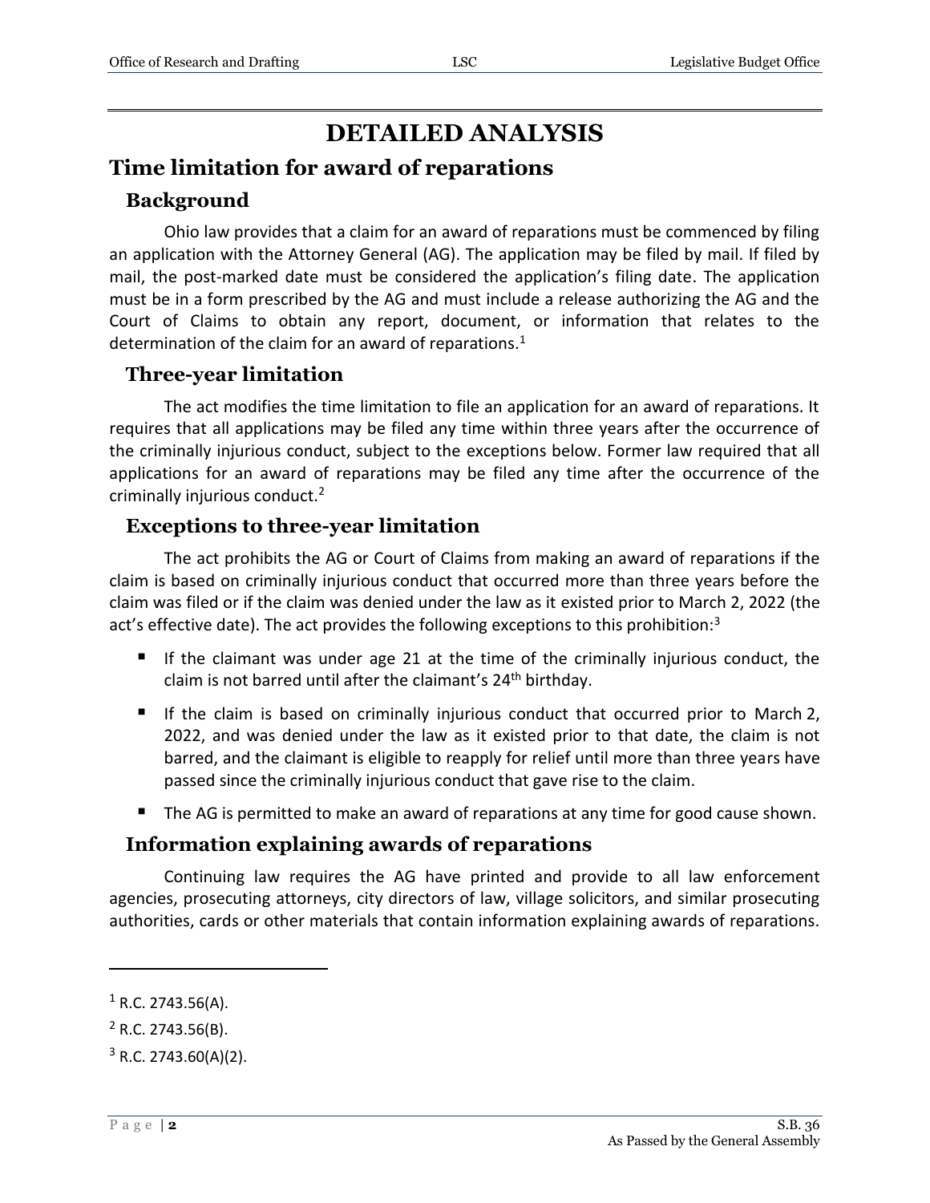# DETAILED ANALYSIS

## Time limitation for award of reparations

### Background

Ohio law provides that a claim for an award of reparations must be commenced by filing an application with the Attorney General (AG). The application may be filed by mail. If filed by mail, the post-marked date must be considered the application's filing date. The application must be in a form prescribed by the AG and must include a release authorizing the AG and the Court of Claims to obtain any report, document, or information that relates to the determination of the claim for an award of reparations.[1]

### Three-year limitation

The act modifies the time limitation to file an application for an award of reparations. It requires that all applications may be filed any time within three years after the occurrence of the criminally injurious conduct, subject to the exceptions below. Former law required that all applications for an award of reparations may be filed any time after the occurrence of the criminally injurious conduct.[2]

### Exceptions to three-year limitation

The act prohibits the AG or Court of Claims from making an award of reparations if the claim is based on criminally injurious conduct that occurred more than three years before the claim was filed or if the claim was denied under the law as it existed prior to March 2, 2022 (the act's effective date). The act provides the following exceptions to this prohibition:[3]

- If the claimant was under age 21 at the time of the criminally injurious conduct, the claim is not barred until after the claimant's 24th birthday.
- If the claim is based on criminally injurious conduct that occurred prior to March 2, 2022, and was denied under the law as it existed prior to that date, the claim is not barred, and the claimant is eligible to reapply for relief until more than three years have passed since the criminally injurious conduct that gave rise to the claim.
- The AG is permitted to make an award of reparations at any time for good cause shown.

### Information explaining awards of reparations

Continuing law requires the AG have printed and provide to all law enforcement agencies, prosecuting attorneys, city directors of law, village solicitors, and similar prosecuting authorities, cards or other materials that contain information explaining awards of reparations.

---

[1] R.C. 2743.56(A).

[2] R.C. 2743.56(B).

[3] R.C. 2743.60(A)(2).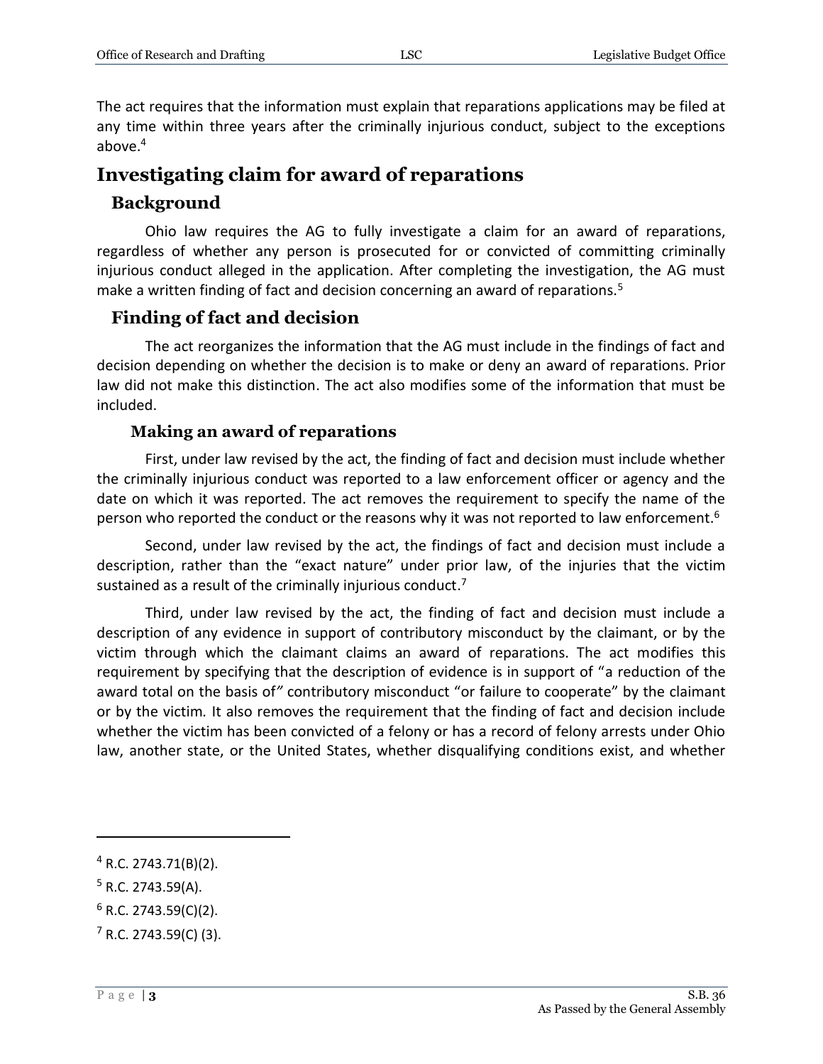The act requires that the information must explain that reparations applications may be filed at any time within three years after the criminally injurious conduct, subject to the exceptions above.[4]

# Investigating claim for award of reparations

## Background

Ohio law requires the AG to fully investigate a claim for an award of reparations, regardless of whether any person is prosecuted for or convicted of committing criminally injurious conduct alleged in the application. After completing the investigation, the AG must make a written finding of fact and decision concerning an award of reparations.[5]

## Finding of fact and decision

The act reorganizes the information that the AG must include in the findings of fact and decision depending on whether the decision is to make or deny an award of reparations. Prior law did not make this distinction. The act also modifies some of the information that must be included.

### Making an award of reparations

First, under law revised by the act, the finding of fact and decision must include whether the criminally injurious conduct was reported to a law enforcement officer or agency and the date on which it was reported. The act removes the requirement to specify the name of the person who reported the conduct or the reasons why it was not reported to law enforcement.[6]

Second, under law revised by the act, the findings of fact and decision must include a description, rather than the "exact nature" under prior law, of the injuries that the victim sustained as a result of the criminally injurious conduct.[7]

Third, under law revised by the act, the finding of fact and decision must include a description of any evidence in support of contributory misconduct by the claimant, or by the victim through which the claimant claims an award of reparations. The act modifies this requirement by specifying that the description of evidence is in support of "a reduction of the award total on the basis of" contributory misconduct "or failure to cooperate" by the claimant or by the victim. It also removes the requirement that the finding of fact and decision include whether the victim has been convicted of a felony or has a record of felony arrests under Ohio law, another state, or the United States, whether disqualifying conditions exist, and whether

---

[4] R.C. 2743.71(B)(2).

[5] R.C. 2743.59(A).

[6] R.C. 2743.59(C)(2).

[7] R.C. 2743.59(C) (3).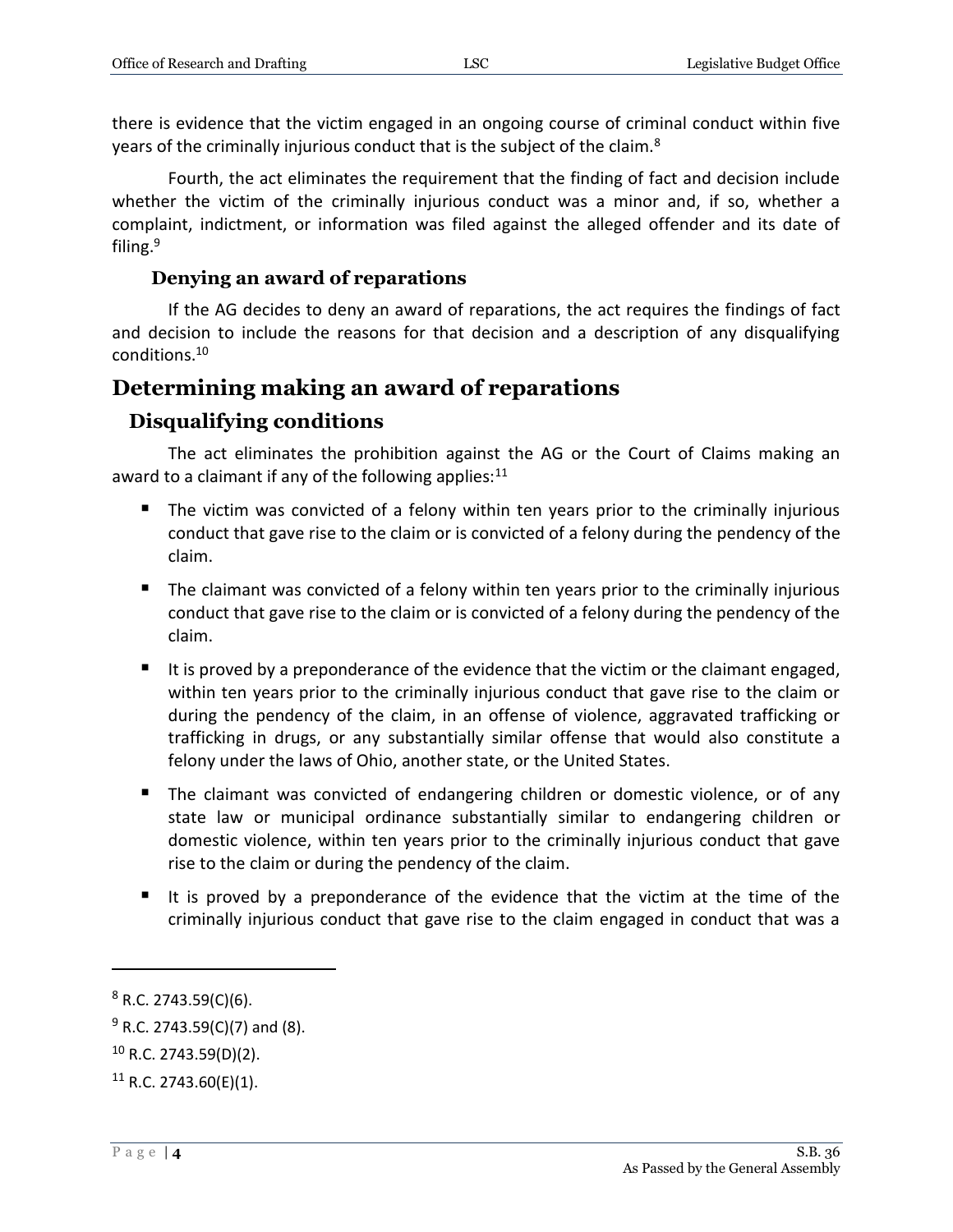there is evidence that the victim engaged in an ongoing course of criminal conduct within five years of the criminally injurious conduct that is the subject of the claim.[8]

Fourth, the act eliminates the requirement that the finding of fact and decision include whether the victim of the criminally injurious conduct was a minor and, if so, whether a complaint, indictment, or information was filed against the alleged offender and its date of filing.[9]

### Denying an award of reparations

If the AG decides to deny an award of reparations, the act requires the findings of fact and decision to include the reasons for that decision and a description of any disqualifying conditions.[10]

## Determining making an award of reparations

### Disqualifying conditions

The act eliminates the prohibition against the AG or the Court of Claims making an award to a claimant if any of the following applies:[11]

- The victim was convicted of a felony within ten years prior to the criminally injurious conduct that gave rise to the claim or is convicted of a felony during the pendency of the claim.
- The claimant was convicted of a felony within ten years prior to the criminally injurious conduct that gave rise to the claim or is convicted of a felony during the pendency of the claim.
- It is proved by a preponderance of the evidence that the victim or the claimant engaged, within ten years prior to the criminally injurious conduct that gave rise to the claim or during the pendency of the claim, in an offense of violence, aggravated trafficking or trafficking in drugs, or any substantially similar offense that would also constitute a felony under the laws of Ohio, another state, or the United States.
- The claimant was convicted of endangering children or domestic violence, or of any state law or municipal ordinance substantially similar to endangering children or domestic violence, within ten years prior to the criminally injurious conduct that gave rise to the claim or during the pendency of the claim.
- It is proved by a preponderance of the evidence that the victim at the time of the criminally injurious conduct that gave rise to the claim engaged in conduct that was a

---

[8] R.C. 2743.59(C)(6).

[9] R.C. 2743.59(C)(7) and (8).

[10] R.C. 2743.59(D)(2).

[11] R.C. 2743.60(E)(1).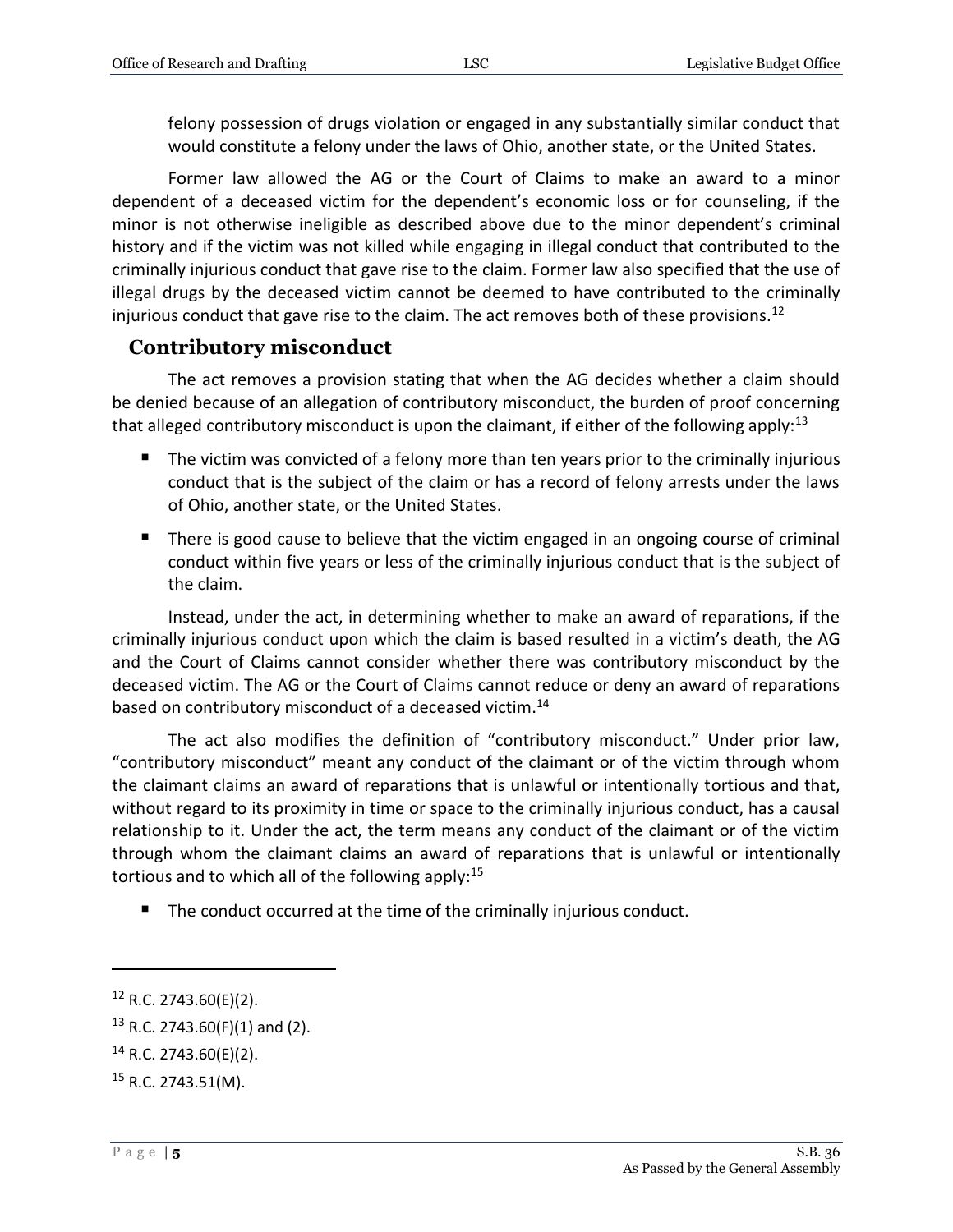felony possession of drugs violation or engaged in any substantially similar conduct that would constitute a felony under the laws of Ohio, another state, or the United States.

Former law allowed the AG or the Court of Claims to make an award to a minor dependent of a deceased victim for the dependent's economic loss or for counseling, if the minor is not otherwise ineligible as described above due to the minor dependent's criminal history and if the victim was not killed while engaging in illegal conduct that contributed to the criminally injurious conduct that gave rise to the claim. Former law also specified that the use of illegal drugs by the deceased victim cannot be deemed to have contributed to the criminally injurious conduct that gave rise to the claim. The act removes both of these provisions.[12]

## Contributory misconduct

The act removes a provision stating that when the AG decides whether a claim should be denied because of an allegation of contributory misconduct, the burden of proof concerning that alleged contributory misconduct is upon the claimant, if either of the following apply:[13]

- The victim was convicted of a felony more than ten years prior to the criminally injurious conduct that is the subject of the claim or has a record of felony arrests under the laws of Ohio, another state, or the United States.
- There is good cause to believe that the victim engaged in an ongoing course of criminal conduct within five years or less of the criminally injurious conduct that is the subject of the claim.

Instead, under the act, in determining whether to make an award of reparations, if the criminally injurious conduct upon which the claim is based resulted in a victim's death, the AG and the Court of Claims cannot consider whether there was contributory misconduct by the deceased victim. The AG or the Court of Claims cannot reduce or deny an award of reparations based on contributory misconduct of a deceased victim.[14]

The act also modifies the definition of "contributory misconduct." Under prior law, "contributory misconduct" meant any conduct of the claimant or of the victim through whom the claimant claims an award of reparations that is unlawful or intentionally tortious and that, without regard to its proximity in time or space to the criminally injurious conduct, has a causal relationship to it. Under the act, the term means any conduct of the claimant or of the victim through whom the claimant claims an award of reparations that is unlawful or intentionally tortious and to which all of the following apply:[15]

- The conduct occurred at the time of the criminally injurious conduct.

---

[12] R.C. 2743.60(E)(2).

[13] R.C. 2743.60(F)(1) and (2).

[14] R.C. 2743.60(E)(2).

[15] R.C. 2743.51(M).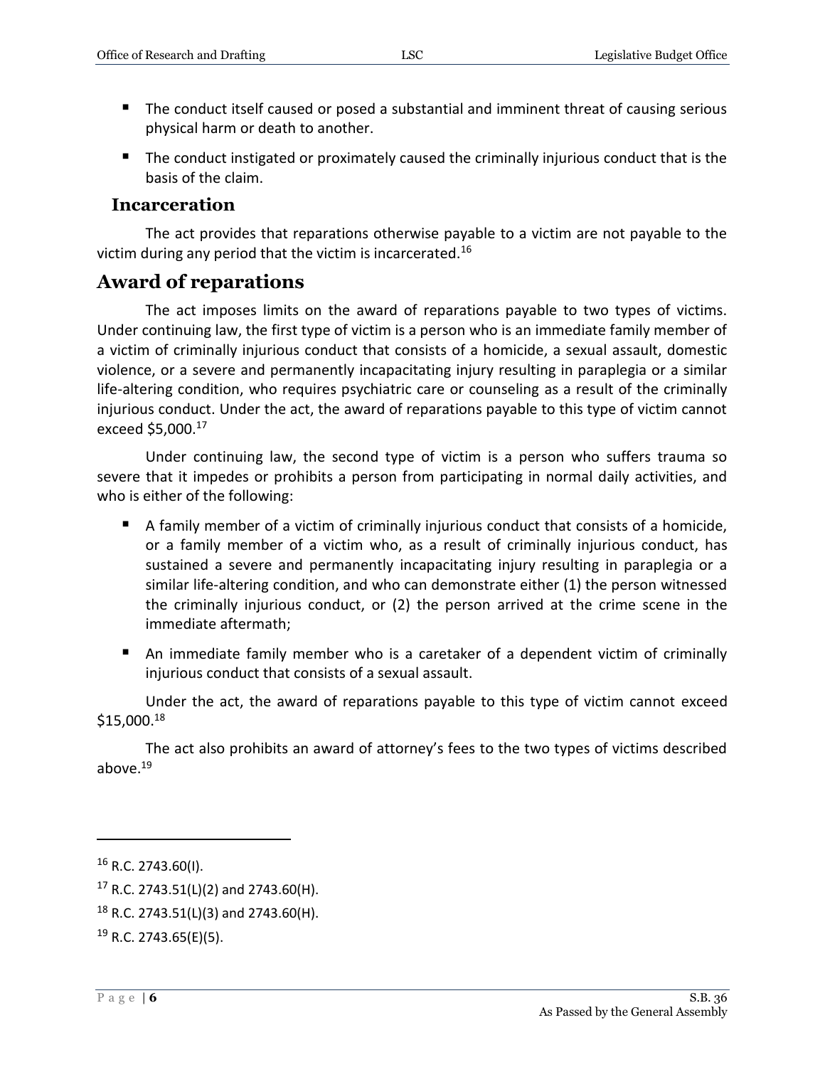- The conduct itself caused or posed a substantial and imminent threat of causing serious physical harm or death to another.
- The conduct instigated or proximately caused the criminally injurious conduct that is the basis of the claim.

### Incarceration

The act provides that reparations otherwise payable to a victim are not payable to the victim during any period that the victim is incarcerated.[16]

## Award of reparations

The act imposes limits on the award of reparations payable to two types of victims. Under continuing law, the first type of victim is a person who is an immediate family member of a victim of criminally injurious conduct that consists of a homicide, a sexual assault, domestic violence, or a severe and permanently incapacitating injury resulting in paraplegia or a similar life-altering condition, who requires psychiatric care or counseling as a result of the criminally injurious conduct. Under the act, the award of reparations payable to this type of victim cannot exceed $5,000.[17]

Under continuing law, the second type of victim is a person who suffers trauma so severe that it impedes or prohibits a person from participating in normal daily activities, and who is either of the following:

- A family member of a victim of criminally injurious conduct that consists of a homicide, or a family member of a victim who, as a result of criminally injurious conduct, has sustained a severe and permanently incapacitating injury resulting in paraplegia or a similar life-altering condition, and who can demonstrate either (1) the person witnessed the criminally injurious conduct, or (2) the person arrived at the crime scene in the immediate aftermath;
- An immediate family member who is a caretaker of a dependent victim of criminally injurious conduct that consists of a sexual assault.

Under the act, the award of reparations payable to this type of victim cannot exceed $15,000.[18]

The act also prohibits an award of attorney's fees to the two types of victims described above.[19]

---

[16] R.C. 2743.60(I).

[17] R.C. 2743.51(L)(2) and 2743.60(H).

[18] R.C. 2743.51(L)(3) and 2743.60(H).

[19] R.C. 2743.65(E)(5).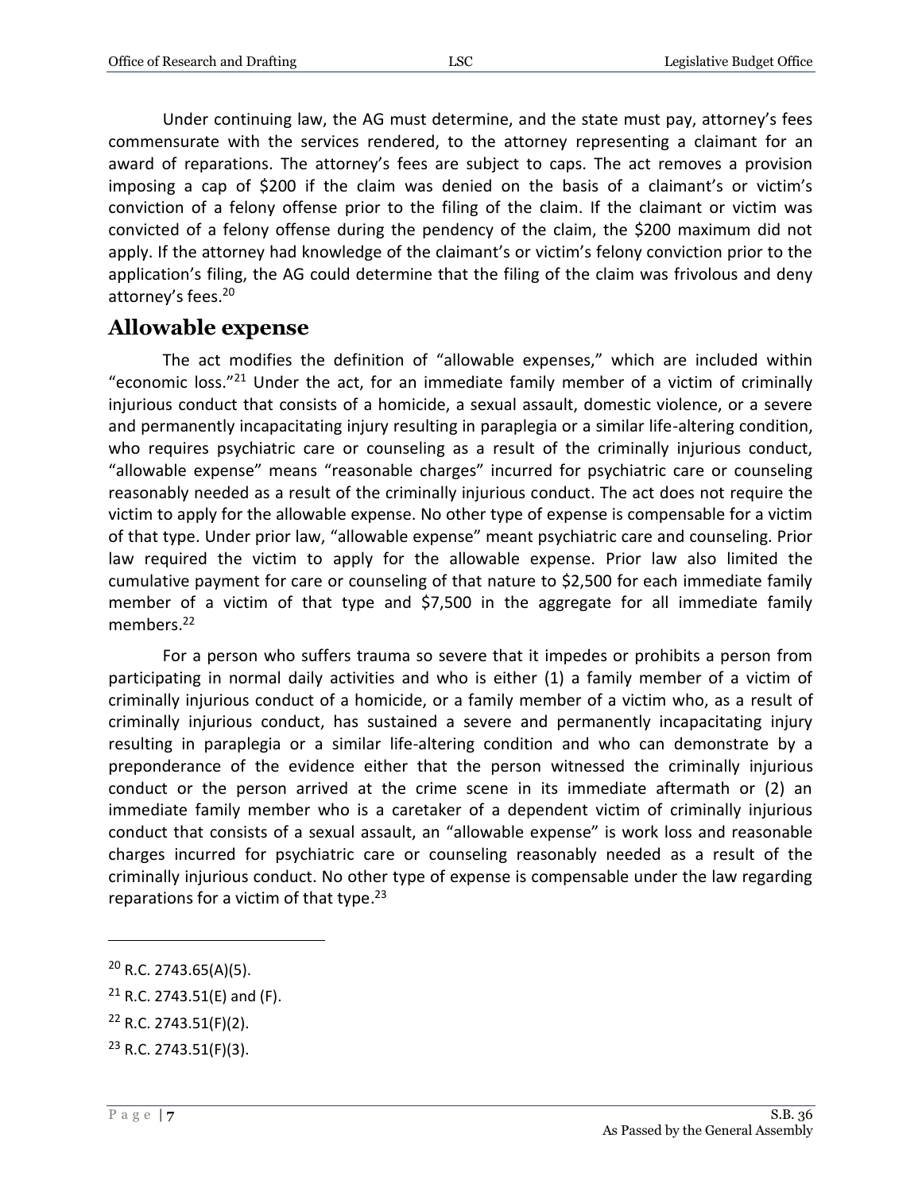Under continuing law, the AG must determine, and the state must pay, attorney's fees commensurate with the services rendered, to the attorney representing a claimant for an award of reparations. The attorney's fees are subject to caps. The act removes a provision imposing a cap of $200 if the claim was denied on the basis of a claimant's or victim's conviction of a felony offense prior to the filing of the claim. If the claimant or victim was convicted of a felony offense during the pendency of the claim, the $200 maximum did not apply. If the attorney had knowledge of the claimant's or victim's felony conviction prior to the application's filing, the AG could determine that the filing of the claim was frivolous and deny attorney's fees.[20]

## Allowable expense

The act modifies the definition of "allowable expenses," which are included within "economic loss."[21] Under the act, for an immediate family member of a victim of criminally injurious conduct that consists of a homicide, a sexual assault, domestic violence, or a severe and permanently incapacitating injury resulting in paraplegia or a similar life-altering condition, who requires psychiatric care or counseling as a result of the criminally injurious conduct, "allowable expense" means "reasonable charges" incurred for psychiatric care or counseling reasonably needed as a result of the criminally injurious conduct. The act does not require the victim to apply for the allowable expense. No other type of expense is compensable for a victim of that type. Under prior law, "allowable expense" meant psychiatric care and counseling. Prior law required the victim to apply for the allowable expense. Prior law also limited the cumulative payment for care or counseling of that nature to $2,500 for each immediate family member of a victim of that type and $7,500 in the aggregate for all immediate family members.[22]

For a person who suffers trauma so severe that it impedes or prohibits a person from participating in normal daily activities and who is either (1) a family member of a victim of criminally injurious conduct of a homicide, or a family member of a victim who, as a result of criminally injurious conduct, has sustained a severe and permanently incapacitating injury resulting in paraplegia or a similar life-altering condition and who can demonstrate by a preponderance of the evidence either that the person witnessed the criminally injurious conduct or the person arrived at the crime scene in its immediate aftermath or (2) an immediate family member who is a caretaker of a dependent victim of criminally injurious conduct that consists of a sexual assault, an "allowable expense" is work loss and reasonable charges incurred for psychiatric care or counseling reasonably needed as a result of the criminally injurious conduct. No other type of expense is compensable under the law regarding reparations for a victim of that type.[23]

---

[20] R.C. 2743.65(A)(5).

[21] R.C. 2743.51(E) and (F).

[22] R.C. 2743.51(F)(2).

[23] R.C. 2743.51(F)(3).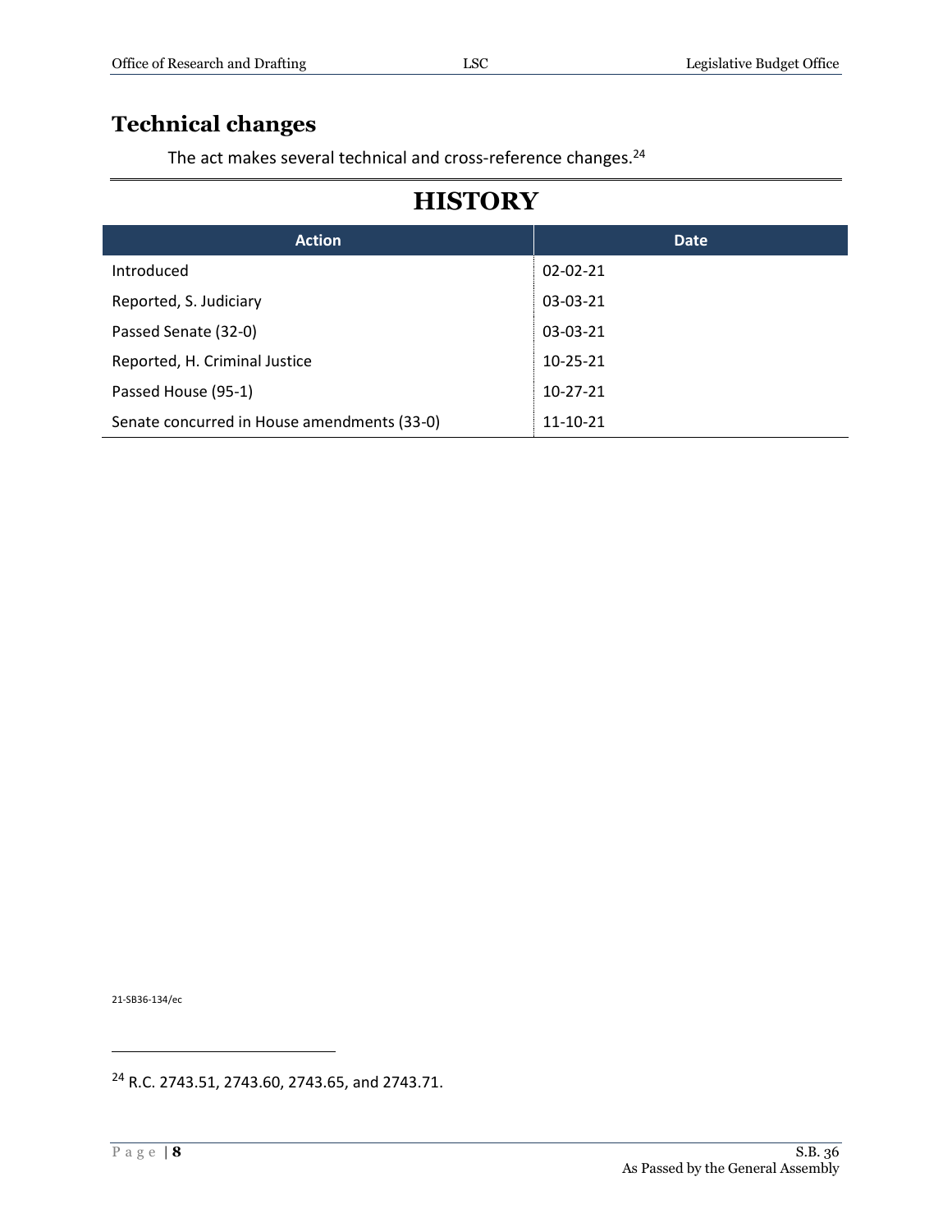## Technical changes

The act makes several technical and cross-reference changes.[24]

# HISTORY

| Action | Date |
| --- | --- |
| Introduced | 02-02-21 |
| Reported, S. Judiciary | 03-03-21 |
| Passed Senate (32-0) | 03-03-21 |
| Reported, H. Criminal Justice | 10-25-21 |
| Passed House (95-1) | 10-27-21 |
| Senate concurred in House amendments (33-0) | 11-10-21 |

21-SB36-134/ec

[24] R.C. 2743.51, 2743.60, 2743.65, and 2743.71.